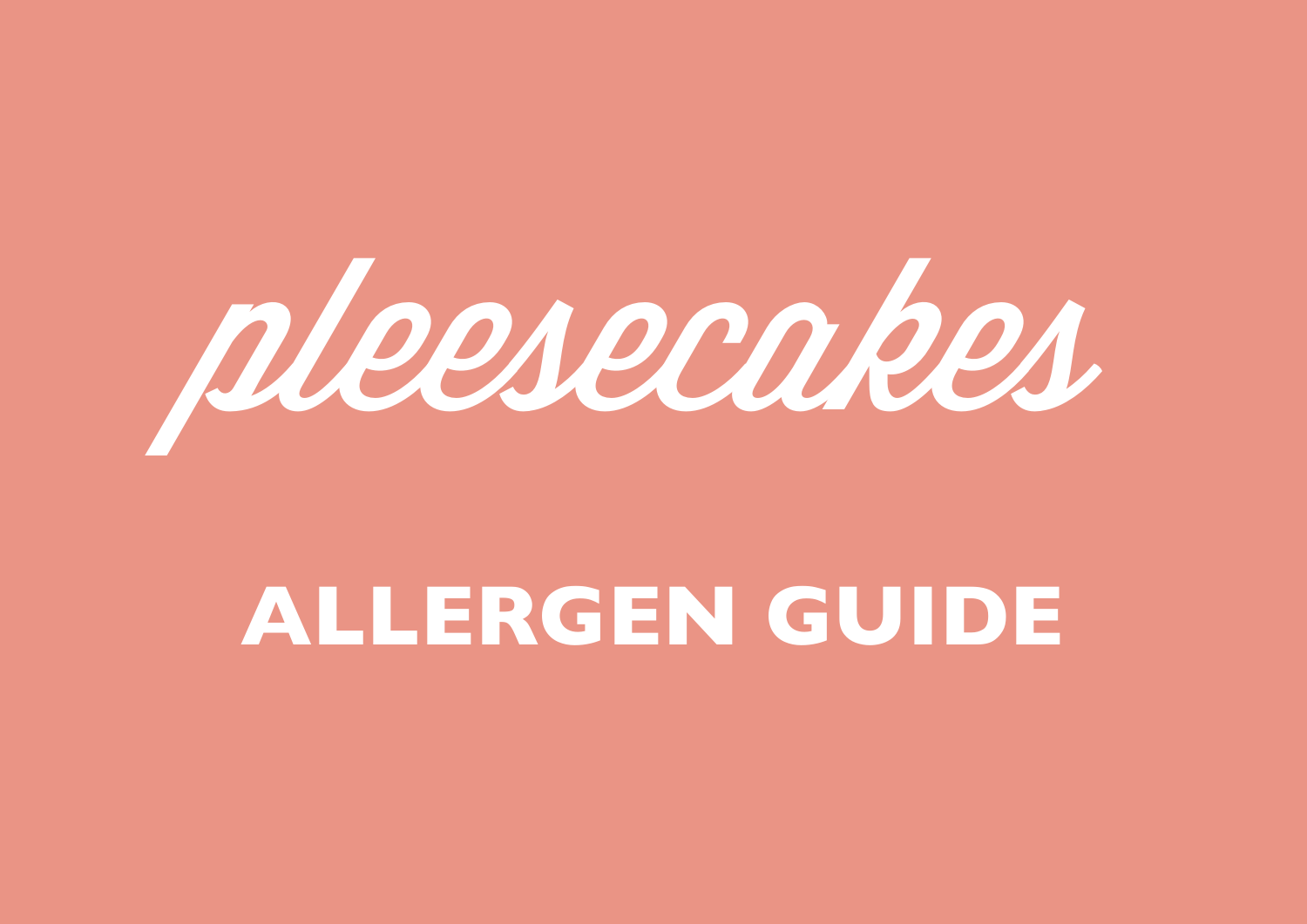# pleesecakes

## ALLERGEN GUIDE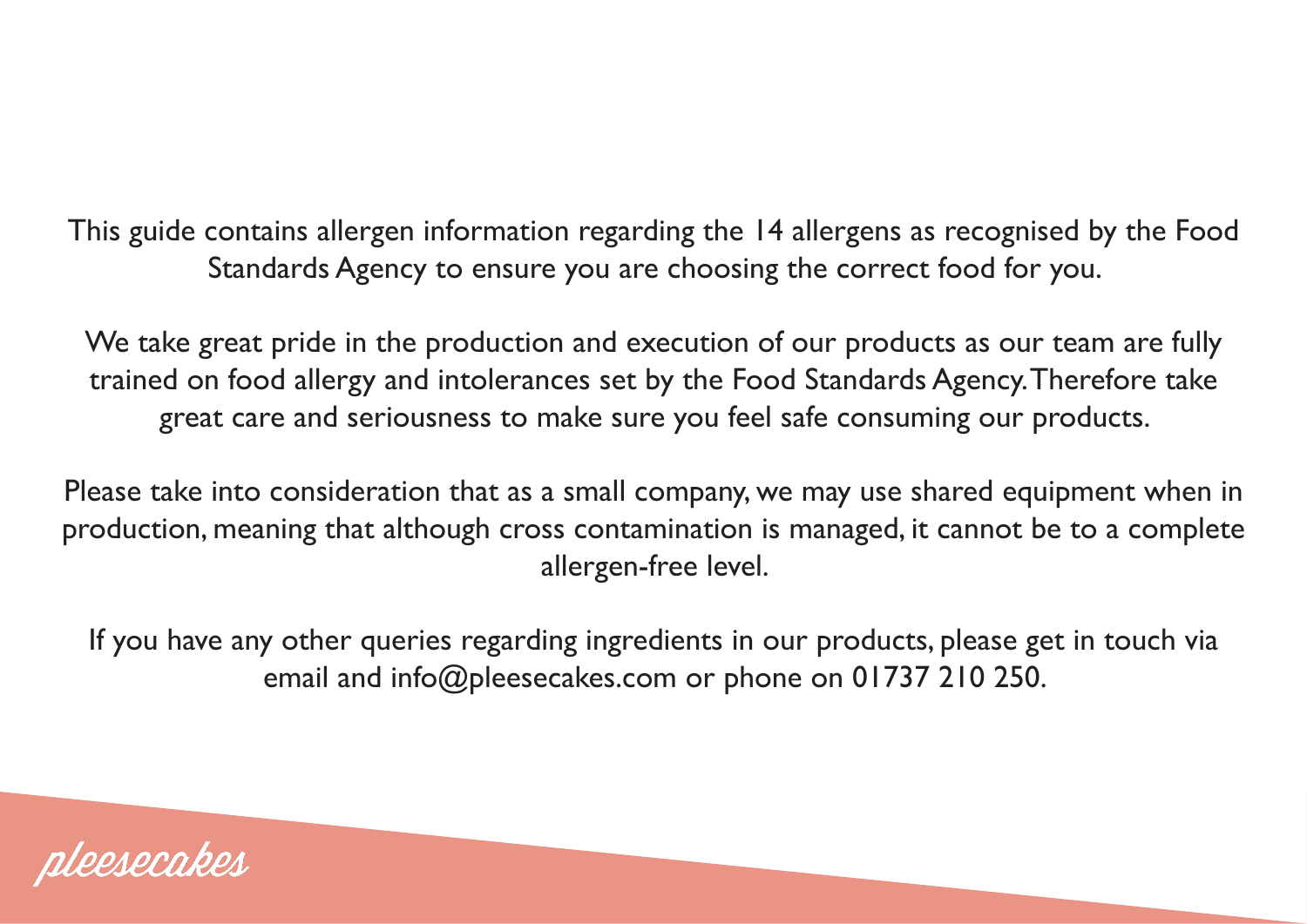This guide contains allergen information regarding the 14 allergens as recognised by the Food Standards Agency to ensure you are choosing the correct food for you.

We take great pride in the production and execution of our products as our team are fully trained on food allergy and intolerances set by the Food Standards Agency. Therefore take great care and seriousness to make sure you feel safe consuming our products.

Please take into consideration that as a small company, we may use shared equipment when in production, meaning that although cross contamination is managed, it cannot be to a complete allergen-free level.

If you have any other queries regarding ingredients in our products, please get in touch via email and info@pleesecakes.com or phone on 01737 210 250.

pleesecakes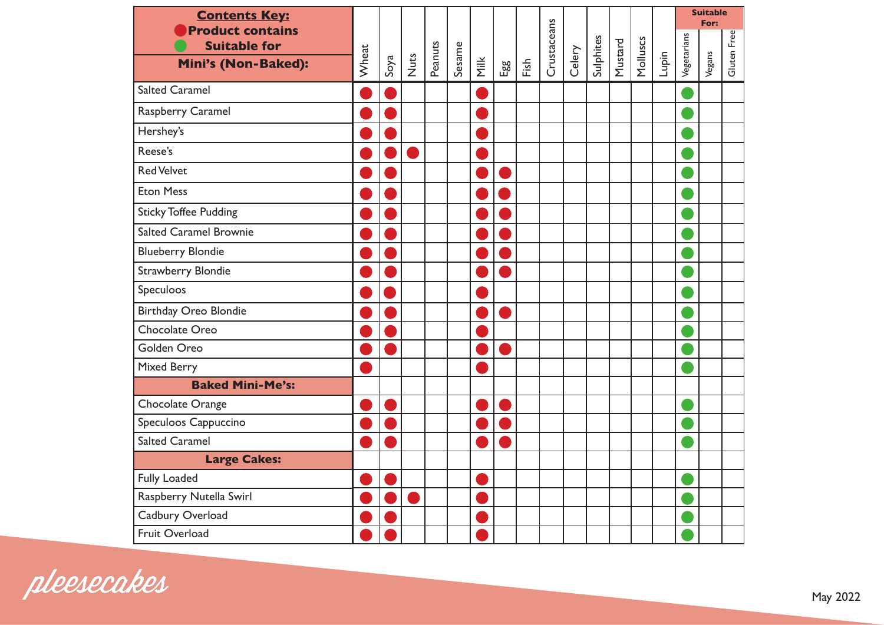| **Contents Key:** 🔴 Product contains 🟢 Suitable for **Mini's (Non-Baked):** | Wheat | Soya | Nuts | Peanuts | Sesame | Milk | Egg | Fish | Crustaceans | Celery | Sulphites | Mustard | Molluscs | Lupin | Suitable For: Vegetarians | Vegans | Gluten Free |
|---|---|---|---|---|---|---|---|---|---|---|---|---|---|---|---|---|---|
| Salted Caramel | 🔴 | 🔴 | | | | 🔴 | | | | | | | | | 🟢 | | |
| Raspberry Caramel | 🔴 | 🔴 | | | | 🔴 | | | | | | | | | 🟢 | | |
| Hershey's | 🔴 | 🔴 | | | | 🔴 | | | | | | | | | 🟢 | | |
| Reese's | 🔴 | 🔴 | 🔴 | | | 🔴 | | | | | | | | | 🟢 | | |
| Red Velvet | 🔴 | 🔴 | | | | 🔴 | 🔴 | | | | | | | | 🟢 | | |
| Eton Mess | 🔴 | 🔴 | | | | 🔴 | 🔴 | | | | | | | | 🟢 | | |
| Sticky Toffee Pudding | 🔴 | 🔴 | | | | 🔴 | 🔴 | | | | | | | | 🟢 | | |
| Salted Caramel Brownie | 🔴 | 🔴 | | | | 🔴 | 🔴 | | | | | | | | 🟢 | | |
| Blueberry Blondie | 🔴 | 🔴 | | | | 🔴 | 🔴 | | | | | | | | 🟢 | | |
| Strawberry Blondie | 🔴 | 🔴 | | | | 🔴 | 🔴 | | | | | | | | 🟢 | | |
| Speculoos | 🔴 | 🔴 | | | | 🔴 | | | | | | | | | 🟢 | | |
| Birthday Oreo Blondie | 🔴 | 🔴 | | | | 🔴 | 🔴 | | | | | | | | 🟢 | | |
| Chocolate Oreo | 🔴 | 🔴 | | | | 🔴 | | | | | | | | | 🟢 | | |
| Golden Oreo | 🔴 | 🔴 | | | | 🔴 | 🔴 | | | | | | | | 🟢 | | |
| Mixed Berry | 🔴 | | | | | 🔴 | | | | | | | | | 🟢 | | |
| **Baked Mini-Me's:** | | | | | | | | | | | | | | | | | |
| Chocolate Orange | 🔴 | 🔴 | | | | 🔴 | 🔴 | | | | | | | | 🟢 | | |
| Speculoos Cappuccino | 🔴 | 🔴 | | | | 🔴 | 🔴 | | | | | | | | 🟢 | | |
| Salted Caramel | 🔴 | 🔴 | | | | 🔴 | 🔴 | | | | | | | | 🟢 | | |
| **Large Cakes:** | | | | | | | | | | | | | | | | | |
| Fully Loaded | 🔴 | 🔴 | | | | 🔴 | | | | | | | | | 🟢 | | |
| Raspberry Nutella Swirl | 🔴 | 🔴 | 🔴 | | | 🔴 | | | | | | | | | 🟢 | | |
| Cadbury Overload | 🔴 | 🔴 | | | | 🔴 | | | | | | | | | 🟢 | | |
| Fruit Overload | 🔴 | 🔴 | | | | 🔴 | | | | | | | | | 🟢 | | |

pleesecakes

May 2022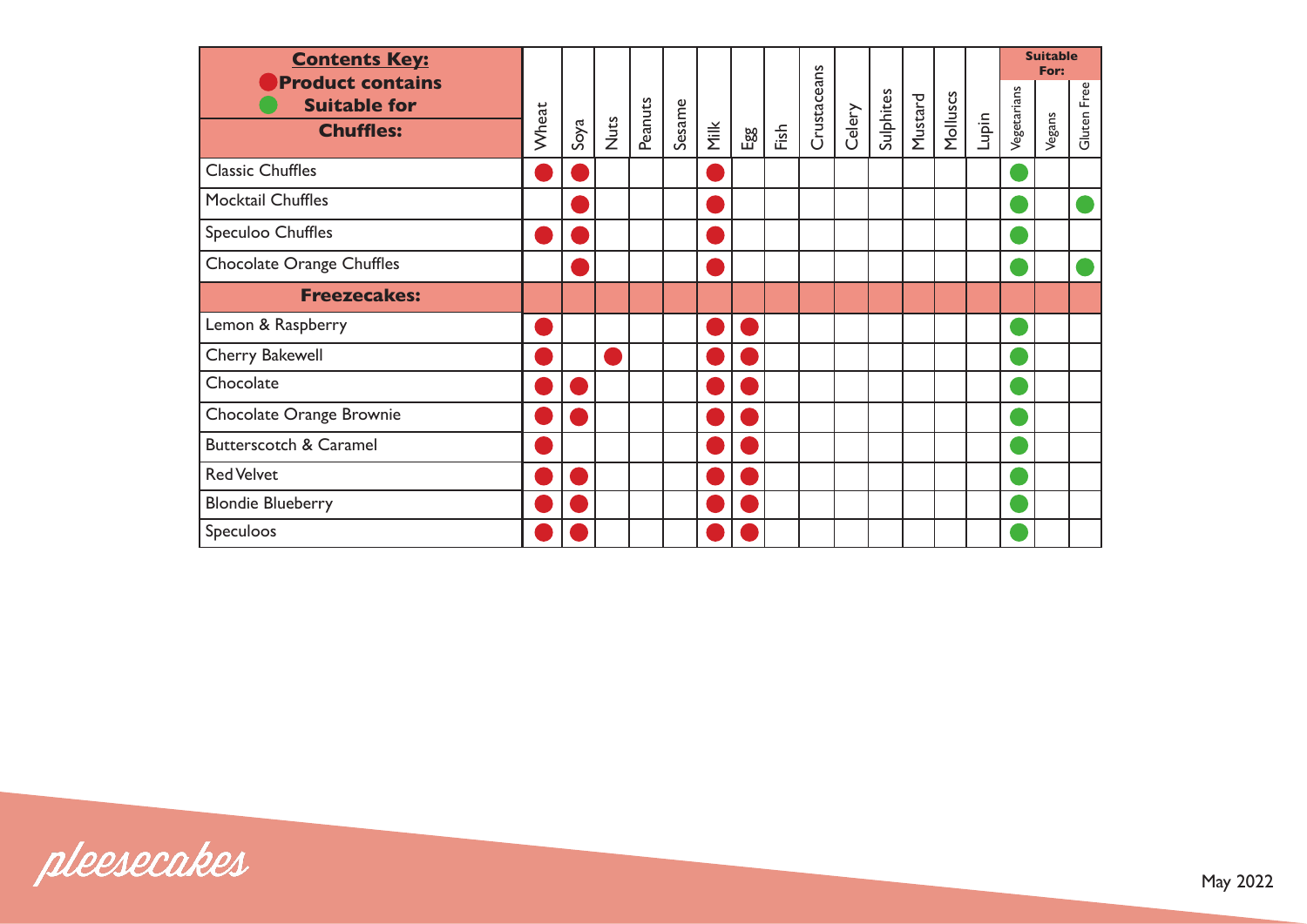| Contents Key: ● Product contains ● Suitable for | Wheat | Soya | Nuts | Peanuts | Sesame | Milk | Egg | Fish | Crustaceans | Celery | Sulphites | Mustard | Molluscs | Lupin | Suitable For: Vegetarians | Vegans | Gluten Free |
|---|---|---|---|---|---|---|---|---|---|---|---|---|---|---|---|---|---|
| **Chuffles:** | | | | | | | | | | | | | | | | | |
| Classic Chuffles | ● | ● | | | | ● | | | | | | | | | ● | | |
| Mocktail Chuffles | | ● | | | | ● | | | | | | | | | ● | | ● |
| Speculoo Chuffles | ● | ● | | | | ● | | | | | | | | | ● | | |
| Chocolate Orange Chuffles | | ● | | | | ● | | | | | | | | | ● | | ● |
| **Freezecakes:** | | | | | | | | | | | | | | | | | |
| Lemon & Raspberry | ● | | | | | ● | ● | | | | | | | | ● | | |
| Cherry Bakewell | ● | | ● | | | ● | ● | | | | | | | | ● | | |
| Chocolate | ● | ● | | | | ● | ● | | | | | | | | ● | | |
| Chocolate Orange Brownie | ● | ● | | | | ● | ● | | | | | | | | ● | | |
| Butterscotch & Caramel | ● | | | | | ● | ● | | | | | | | | ● | | |
| Red Velvet | ● | ● | | | | ● | ● | | | | | | | | ● | | |
| Blondie Blueberry | ● | ● | | | | ● | ● | | | | | | | | ● | | |
| Speculoos | ● | ● | | | | ● | ● | | | | | | | | ● | | |

pleesecakes

May 2022